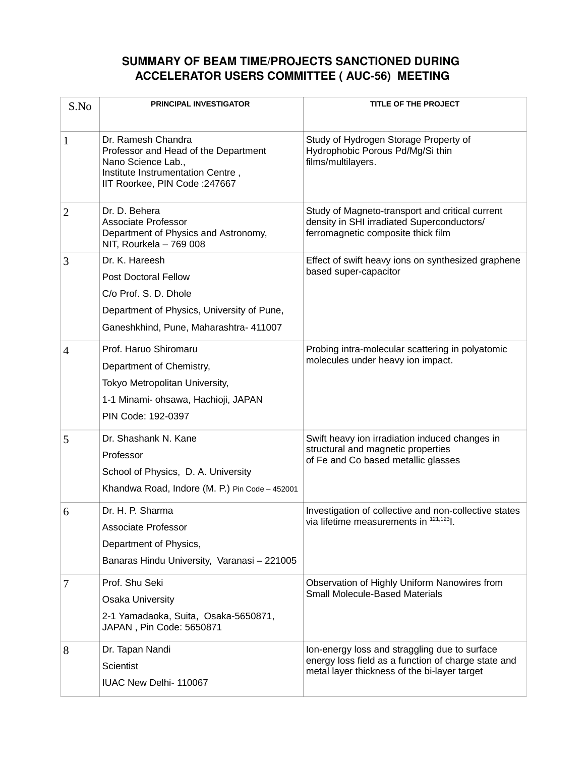# SUMMARY OF BEAM TIME/PROJECTS SANCTIONED DURING ACCELERATOR USERS COMMITTEE ( AUC-56) MEETING

| S.No | PRINCIPAL INVESTIGATOR | TITLE OF THE PROJECT |
|---|---|---|
| 1 | Dr. Ramesh Chandra<br>Professor and Head of the Department<br>Nano Science Lab.,<br>Institute Instrumentation Centre ,<br>IIT Roorkee, PIN Code :247667 | Study of Hydrogen Storage Property of Hydrophobic Porous Pd/Mg/Si thin films/multilayers. |
| 2 | Dr. D. Behera<br>Associate Professor<br>Department of Physics and Astronomy,<br>NIT, Rourkela – 769 008 | Study of Magneto-transport and critical current density in SHI irradiated Superconductors/ ferromagnetic composite thick film |
| 3 | Dr. K. Hareesh<br>Post Doctoral Fellow<br>C/o Prof. S. D. Dhole<br>Department of Physics, University of Pune,<br>Ganeshkhind, Pune, Maharashtra- 411007 | Effect of swift heavy ions on synthesized graphene based super-capacitor |
| 4 | Prof. Haruo Shiromaru<br>Department of Chemistry,<br>Tokyo Metropolitan University,<br>1-1 Minami- ohsawa, Hachioji, JAPAN<br>PIN Code: 192-0397 | Probing intra-molecular scattering in polyatomic molecules under heavy ion impact. |
| 5 | Dr. Shashank N. Kane<br>Professor<br>School of Physics, D. A. University<br>Khandwa Road, Indore (M. P.) Pin Code – 452001 | Swift heavy ion irradiation induced changes in structural and magnetic properties of Fe and Co based metallic glasses |
| 6 | Dr. H. P. Sharma<br>Associate Professor<br>Department of Physics,<br>Banaras Hindu University, Varanasi – 221005 | Investigation of collective and non-collective states via lifetime measurements in $^{121,123}I$. |
| 7 | Prof. Shu Seki<br>Osaka University<br>2-1 Yamadaoka, Suita, Osaka-5650871, JAPAN , Pin Code: 5650871 | Observation of Highly Uniform Nanowires from Small Molecule-Based Materials |
| 8 | Dr. Tapan Nandi<br>Scientist<br>IUAC New Delhi- 110067 | Ion-energy loss and straggling due to surface energy loss field as a function of charge state and metal layer thickness of the bi-layer target |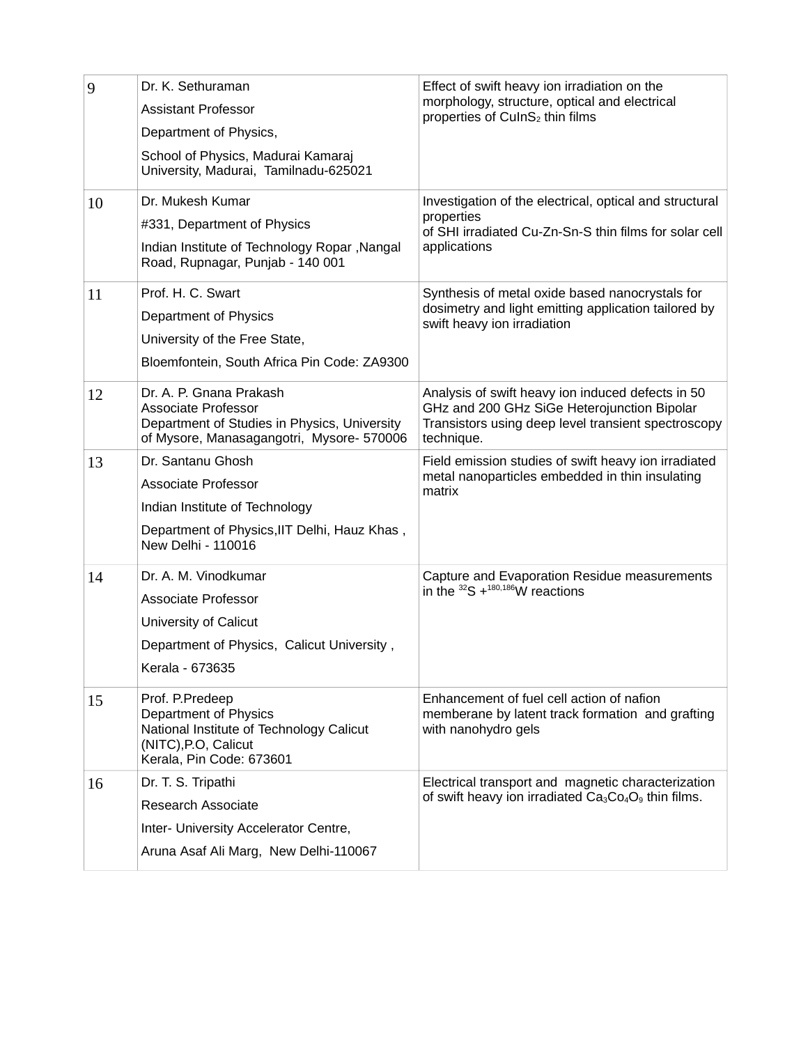| | | |
|---|---|---|
| 9 | Dr. K. Sethuraman<br>Assistant Professor<br>Department of Physics,<br>School of Physics, Madurai Kamaraj University, Madurai, Tamilnadu-625021 | Effect of swift heavy ion irradiation on the morphology, structure, optical and electrical properties of $CuInS_2$ thin films |
| 10 | Dr. Mukesh Kumar<br>#331, Department of Physics<br>Indian Institute of Technology Ropar ,Nangal Road, Rupnagar, Punjab - 140 001 | Investigation of the electrical, optical and structural properties<br>of SHI irradiated Cu-Zn-Sn-S thin films for solar cell applications |
| 11 | Prof. H. C. Swart<br>Department of Physics<br>University of the Free State,<br>Bloemfontein, South Africa Pin Code: ZA9300 | Synthesis of metal oxide based nanocrystals for dosimetry and light emitting application tailored by swift heavy ion irradiation |
| 12 | Dr. A. P. Gnana Prakash<br>Associate Professor<br>Department of Studies in Physics, University of Mysore, Manasagangotri, Mysore- 570006 | Analysis of swift heavy ion induced defects in 50 GHz and 200 GHz SiGe Heterojunction Bipolar Transistors using deep level transient spectroscopy technique. |
| 13 | Dr. Santanu Ghosh<br>Associate Professor<br>Indian Institute of Technology<br>Department of Physics,IIT Delhi, Hauz Khas , New Delhi - 110016 | Field emission studies of swift heavy ion irradiated metal nanoparticles embedded in thin insulating matrix |
| 14 | Dr. A. M. Vinodkumar<br>Associate Professor<br>University of Calicut<br>Department of Physics, Calicut University ,<br>Kerala - 673635 | Capture and Evaporation Residue measurements in the $^{32}S + ^{180,186}W$ reactions |
| 15 | Prof. P.Predeep<br>Department of Physics<br>National Institute of Technology Calicut (NITC),P.O, Calicut<br>Kerala, Pin Code: 673601 | Enhancement of fuel cell action of nafion memberane by latent track formation and grafting with nanohydro gels |
| 16 | Dr. T. S. Tripathi<br>Research Associate<br>Inter- University Accelerator Centre,<br>Aruna Asaf Ali Marg, New Delhi-110067 | Electrical transport and magnetic characterization of swift heavy ion irradiated $Ca_3Co_4O_9$ thin films. |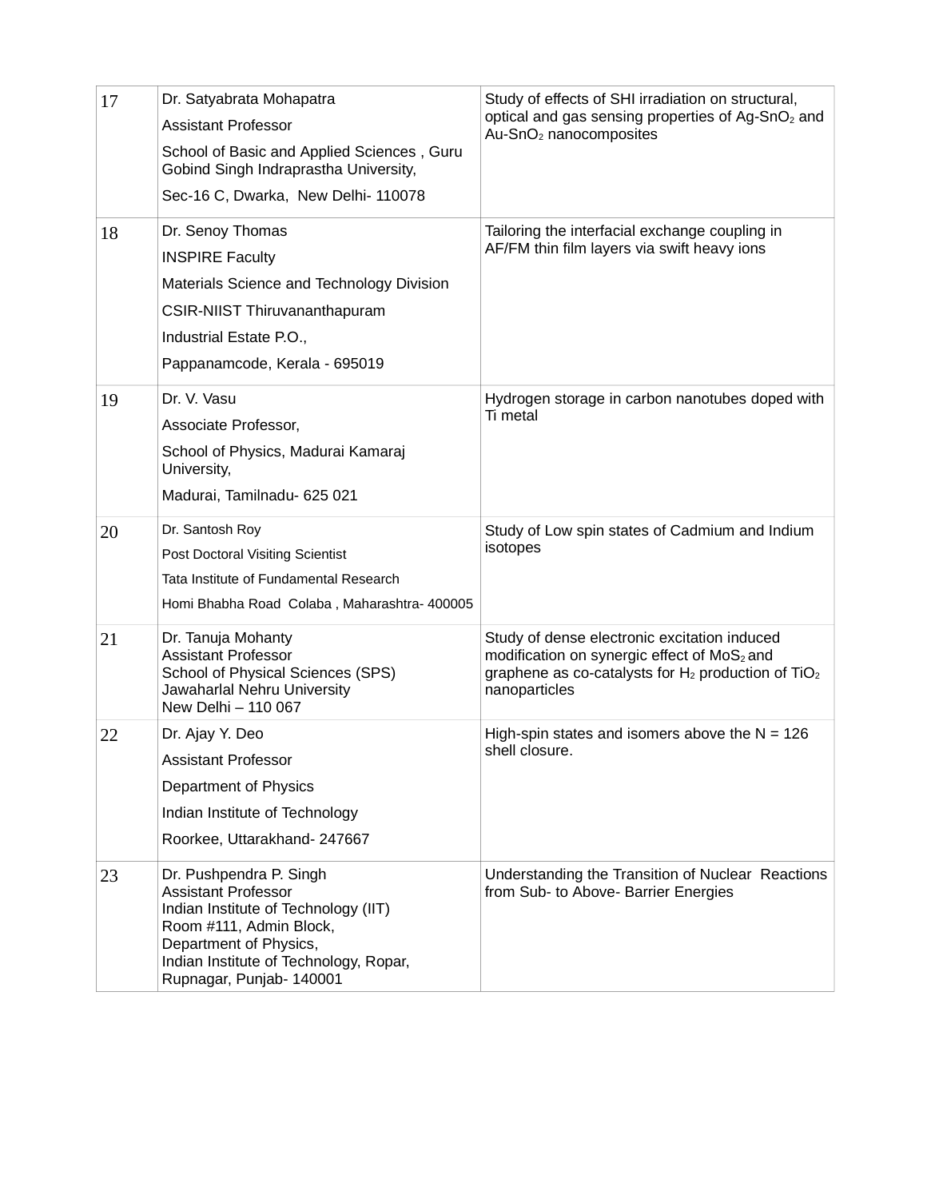| 17 | Dr. Satyabrata Mohapatra<br>Assistant Professor<br>School of Basic and Applied Sciences , Guru Gobind Singh Indraprastha University,<br>Sec-16 C, Dwarka, New Delhi- 110078 | Study of effects of SHI irradiation on structural, optical and gas sensing properties of Ag-$SnO_2$ and Au-$SnO_2$ nanocomposites |
|---|---|---|
| 18 | Dr. Senoy Thomas<br>INSPIRE Faculty<br>Materials Science and Technology Division<br>CSIR-NIIST Thiruvananthapuram<br>Industrial Estate P.O.,<br>Pappanamcode, Kerala - 695019 | Tailoring the interfacial exchange coupling in AF/FM thin film layers via swift heavy ions |
| 19 | Dr. V. Vasu<br>Associate Professor,<br>School of Physics, Madurai Kamaraj University,<br>Madurai, Tamilnadu- 625 021 | Hydrogen storage in carbon nanotubes doped with Ti metal |
| 20 | Dr. Santosh Roy<br>Post Doctoral Visiting Scientist<br>Tata Institute of Fundamental Research<br>Homi Bhabha Road Colaba , Maharashtra- 400005 | Study of Low spin states of Cadmium and Indium isotopes |
| 21 | Dr. Tanuja Mohanty<br>Assistant Professor<br>School of Physical Sciences (SPS)<br>Jawaharlal Nehru University<br>New Delhi – 110 067 | Study of dense electronic excitation induced modification on synergic effect of $MoS_2$ and graphene as co-catalysts for $H_2$ production of $TiO_2$ nanoparticles |
| 22 | Dr. Ajay Y. Deo<br>Assistant Professor<br>Department of Physics<br>Indian Institute of Technology<br>Roorkee, Uttarakhand- 247667 | High-spin states and isomers above the $N = 126$ shell closure. |
| 23 | Dr. Pushpendra P. Singh<br>Assistant Professor<br>Indian Institute of Technology (IIT)<br>Room #111, Admin Block,<br>Department of Physics,<br>Indian Institute of Technology, Ropar,<br>Rupnagar, Punjab- 140001 | Understanding the Transition of Nuclear Reactions from Sub- to Above- Barrier Energies |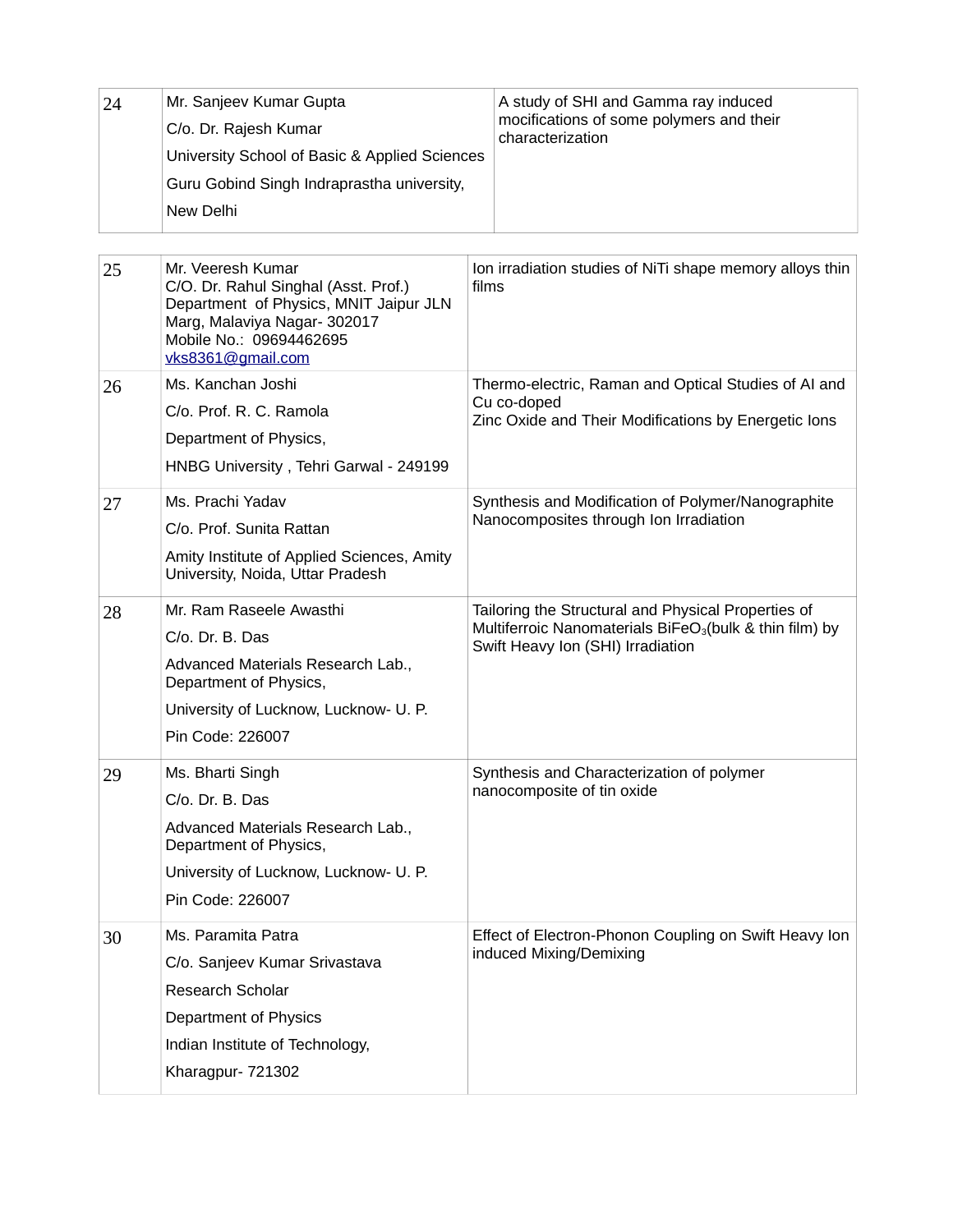| | | |
|---|---|---|
| 24 | Mr. Sanjeev Kumar Gupta<br>C/o. Dr. Rajesh Kumar<br>University School of Basic & Applied Sciences<br>Guru Gobind Singh Indraprastha university,<br>New Delhi | A study of SHI and Gamma ray induced mocifications of some polymers and their characterization |
| 25 | Mr. Veeresh Kumar<br>C/O. Dr. Rahul Singhal (Asst. Prof.)<br>Department of Physics, MNIT Jaipur JLN Marg, Malaviya Nagar- 302017<br>Mobile No.: 09694462695<br>vks8361@gmail.com | Ion irradiation studies of NiTi shape memory alloys thin films |
| 26 | Ms. Kanchan Joshi<br>C/o. Prof. R. C. Ramola<br>Department of Physics,<br>HNBG University , Tehri Garwal - 249199 | Thermo-electric, Raman and Optical Studies of AI and Cu co-doped<br>Zinc Oxide and Their Modifications by Energetic Ions |
| 27 | Ms. Prachi Yadav<br>C/o. Prof. Sunita Rattan<br>Amity Institute of Applied Sciences, Amity University, Noida, Uttar Pradesh | Synthesis and Modification of Polymer/Nanographite Nanocomposites through Ion Irradiation |
| 28 | Mr. Ram Raseele Awasthi<br>C/o. Dr. B. Das<br>Advanced Materials Research Lab., Department of Physics,<br>University of Lucknow, Lucknow- U. P.<br>Pin Code: 226007 | Tailoring the Structural and Physical Properties of Multiferroic Nanomaterials $BiFeO_3$(bulk & thin film) by Swift Heavy Ion (SHI) Irradiation |
| 29 | Ms. Bharti Singh<br>C/o. Dr. B. Das<br>Advanced Materials Research Lab., Department of Physics,<br>University of Lucknow, Lucknow- U. P.<br>Pin Code: 226007 | Synthesis and Characterization of polymer nanocomposite of tin oxide |
| 30 | Ms. Paramita Patra<br>C/o. Sanjeev Kumar Srivastava<br>Research Scholar<br>Department of Physics<br>Indian Institute of Technology,<br>Kharagpur- 721302 | Effect of Electron-Phonon Coupling on Swift Heavy Ion induced Mixing/Demixing |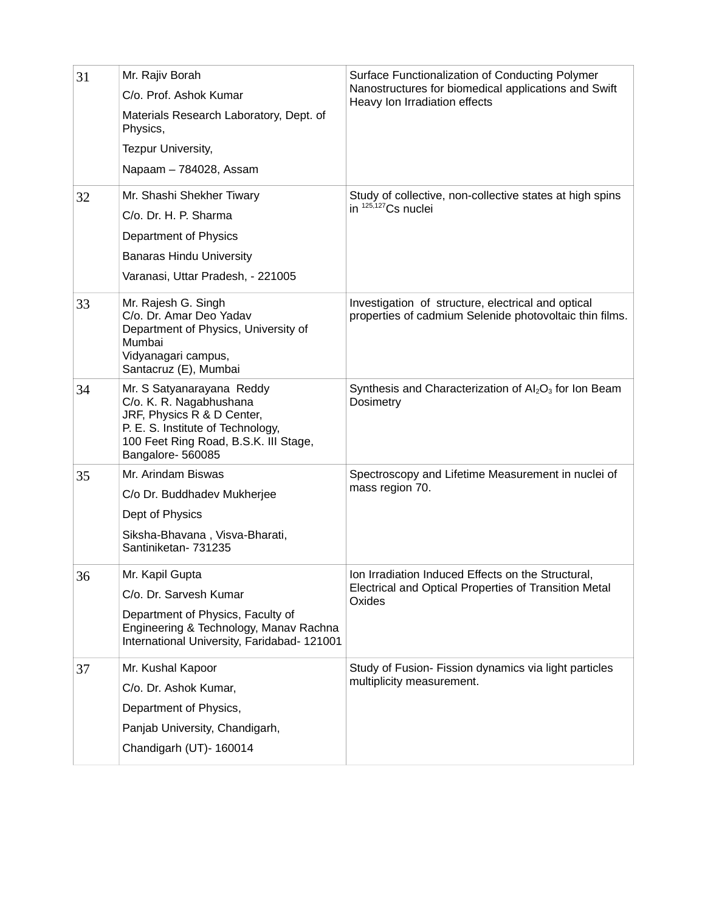| | | |
|---|---|---|
| 31 | Mr. Rajiv Borah<br>C/o. Prof. Ashok Kumar<br>Materials Research Laboratory, Dept. of Physics,<br>Tezpur University,<br>Napaam – 784028, Assam | Surface Functionalization of Conducting Polymer Nanostructures for biomedical applications and Swift Heavy Ion Irradiation effects |
| 32 | Mr. Shashi Shekher Tiwary<br>C/o. Dr. H. P. Sharma<br>Department of Physics<br>Banaras Hindu University<br>Varanasi, Uttar Pradesh, - 221005 | Study of collective, non-collective states at high spins in $^{125,127}Cs$ nuclei |
| 33 | Mr. Rajesh G. Singh<br>C/o. Dr. Amar Deo Yadav<br>Department of Physics, University of Mumbai<br>Vidyanagari campus,<br>Santacruz (E), Mumbai | Investigation of structure, electrical and optical properties of cadmium Selenide photovoltaic thin films. |
| 34 | Mr. S Satyanarayana Reddy<br>C/o. K. R. Nagabhushana<br>JRF, Physics R & D Center,<br>P. E. S. Institute of Technology,<br>100 Feet Ring Road, B.S.K. III Stage,<br>Bangalore- 560085 | Synthesis and Characterization of $AI_2O_3$ for Ion Beam Dosimetry |
| 35 | Mr. Arindam Biswas<br>C/o Dr. Buddhadev Mukherjee<br>Dept of Physics<br>Siksha-Bhavana , Visva-Bharati, Santiniketan- 731235 | Spectroscopy and Lifetime Measurement in nuclei of mass region 70. |
| 36 | Mr. Kapil Gupta<br>C/o. Dr. Sarvesh Kumar<br>Department of Physics, Faculty of Engineering & Technology, Manav Rachna International University, Faridabad- 121001 | Ion Irradiation Induced Effects on the Structural, Electrical and Optical Properties of Transition Metal Oxides |
| 37 | Mr. Kushal Kapoor<br>C/o. Dr. Ashok Kumar,<br>Department of Physics,<br>Panjab University, Chandigarh,<br>Chandigarh (UT)- 160014 | Study of Fusion- Fission dynamics via light particles multiplicity measurement. |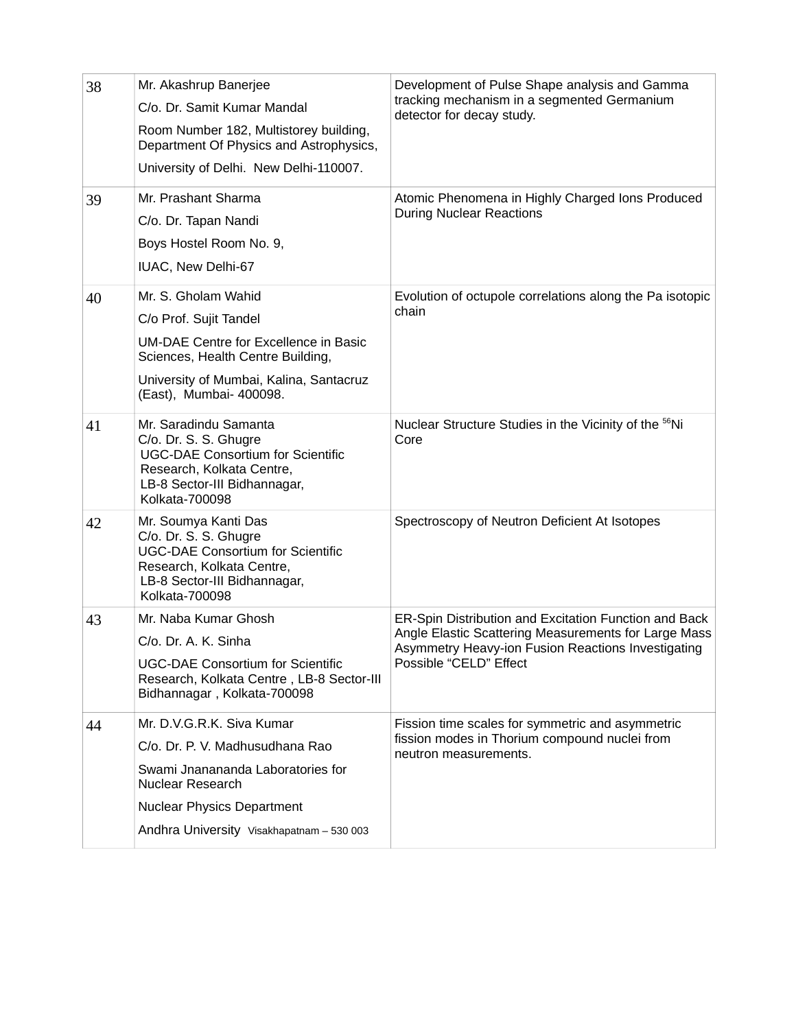| | | |
|---|---|---|
| 38 | Mr. Akashrup Banerjee<br>C/o. Dr. Samit Kumar Mandal<br>Room Number 182, Multistorey building, Department Of Physics and Astrophysics,<br>University of Delhi. New Delhi-110007. | Development of Pulse Shape analysis and Gamma tracking mechanism in a segmented Germanium detector for decay study. |
| 39 | Mr. Prashant Sharma<br>C/o. Dr. Tapan Nandi<br>Boys Hostel Room No. 9,<br>IUAC, New Delhi-67 | Atomic Phenomena in Highly Charged Ions Produced During Nuclear Reactions |
| 40 | Mr. S. Gholam Wahid<br>C/o Prof. Sujit Tandel<br>UM-DAE Centre for Excellence in Basic Sciences, Health Centre Building,<br>University of Mumbai, Kalina, Santacruz (East), Mumbai- 400098. | Evolution of octupole correlations along the Pa isotopic chain |
| 41 | Mr. Saradindu Samanta<br>C/o. Dr. S. S. Ghugre<br>UGC-DAE Consortium for Scientific Research, Kolkata Centre,<br>LB-8 Sector-III Bidhannagar,<br>Kolkata-700098 | Nuclear Structure Studies in the Vicinity of the $^{56}$Ni Core |
| 42 | Mr. Soumya Kanti Das<br>C/o. Dr. S. S. Ghugre<br>UGC-DAE Consortium for Scientific Research, Kolkata Centre,<br>LB-8 Sector-III Bidhannagar,<br>Kolkata-700098 | Spectroscopy of Neutron Deficient At Isotopes |
| 43 | Mr. Naba Kumar Ghosh<br>C/o. Dr. A. K. Sinha<br>UGC-DAE Consortium for Scientific Research, Kolkata Centre , LB-8 Sector-III Bidhannagar , Kolkata-700098 | ER-Spin Distribution and Excitation Function and Back Angle Elastic Scattering Measurements for Large Mass Asymmetry Heavy-ion Fusion Reactions Investigating Possible "CELD" Effect |
| 44 | Mr. D.V.G.R.K. Siva Kumar<br>C/o. Dr. P. V. Madhusudhana Rao<br>Swami Jnanananda Laboratories for Nuclear Research<br>Nuclear Physics Department<br>Andhra University Visakhapatnam – 530 003 | Fission time scales for symmetric and asymmetric fission modes in Thorium compound nuclei from neutron measurements. |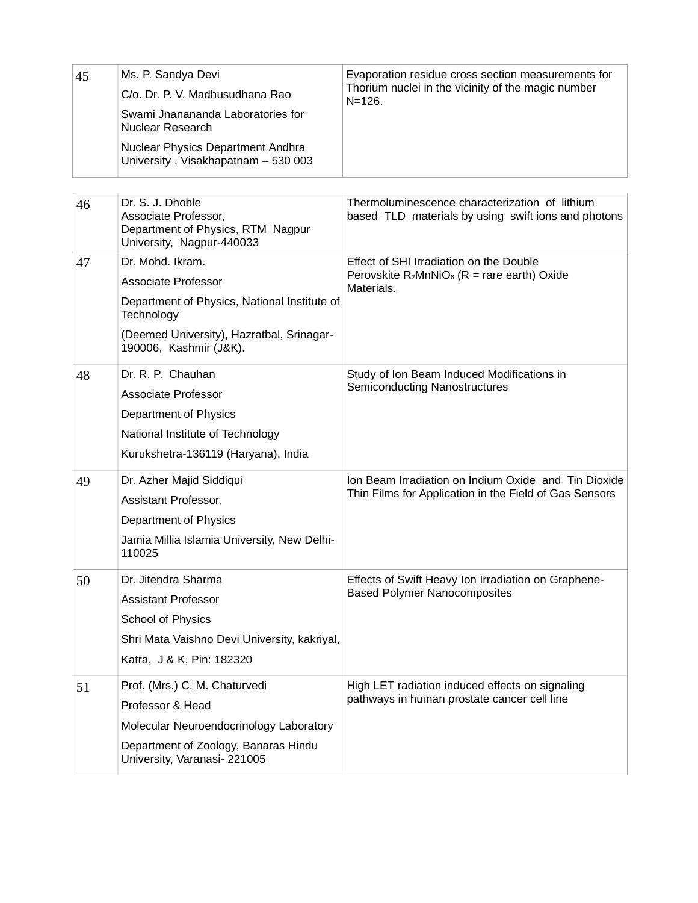| | | |
|---|---|---|
| 45 | Ms. P. Sandya Devi<br>C/o. Dr. P. V. Madhusudhana Rao<br>Swami Jnanananda Laboratories for Nuclear Research<br>Nuclear Physics Department Andhra University , Visakhapatnam – 530 003 | Evaporation residue cross section measurements for Thorium nuclei in the vicinity of the magic number N=126. |

| | | |
|---|---|---|
| 46 | Dr. S. J. Dhoble<br>Associate Professor,<br>Department of Physics, RTM Nagpur University, Nagpur-440033 | Thermoluminescence characterization of lithium based TLD materials by using swift ions and photons |
| 47 | Dr. Mohd. Ikram.<br>Associate Professor<br>Department of Physics, National Institute of Technology<br>(Deemed University), Hazratbal, Srinagar-190006, Kashmir (J&K). | Effect of SHI Irradiation on the Double Perovskite $R_2MnNiO_6$ (R = rare earth) Oxide Materials. |
| 48 | Dr. R. P. Chauhan<br>Associate Professor<br>Department of Physics<br>National Institute of Technology<br>Kurukshetra-136119 (Haryana), India | Study of Ion Beam Induced Modifications in Semiconducting Nanostructures |
| 49 | Dr. Azher Majid Siddiqui<br>Assistant Professor,<br>Department of Physics<br>Jamia Millia Islamia University, New Delhi-110025 | Ion Beam Irradiation on Indium Oxide and Tin Dioxide Thin Films for Application in the Field of Gas Sensors |
| 50 | Dr. Jitendra Sharma<br>Assistant Professor<br>School of Physics<br>Shri Mata Vaishno Devi University, kakriyal,<br>Katra, J & K, Pin: 182320 | Effects of Swift Heavy Ion Irradiation on Graphene-Based Polymer Nanocomposites |
| 51 | Prof. (Mrs.) C. M. Chaturvedi<br>Professor & Head<br>Molecular Neuroendocrinology Laboratory<br>Department of Zoology, Banaras Hindu University, Varanasi- 221005 | High LET radiation induced effects on signaling pathways in human prostate cancer cell line |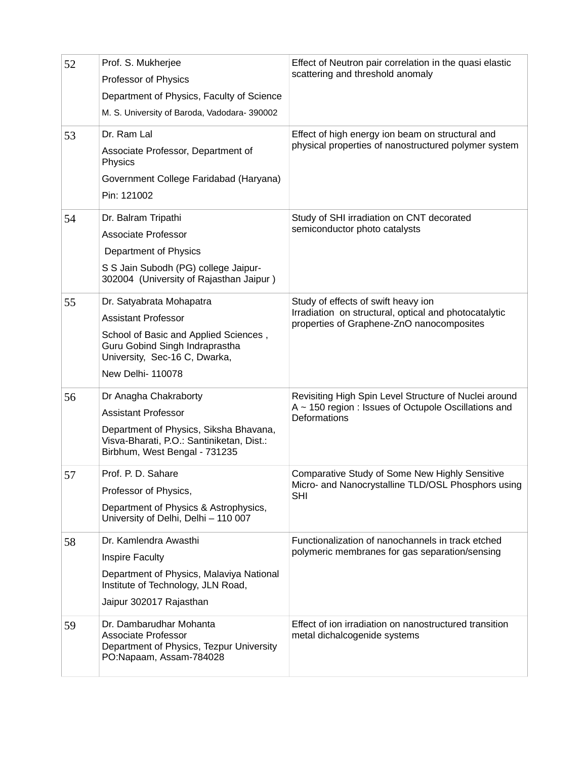| 52 | Prof. S. Mukherjee<br>Professor of Physics<br>Department of Physics, Faculty of Science<br>M. S. University of Baroda, Vadodara- 390002 | Effect of Neutron pair correlation in the quasi elastic scattering and threshold anomaly |
|---|---|---|
| 53 | Dr. Ram Lal<br>Associate Professor, Department of Physics<br>Government College Faridabad (Haryana)<br>Pin: 121002 | Effect of high energy ion beam on structural and physical properties of nanostructured polymer system |
| 54 | Dr. Balram Tripathi<br>Associate Professor<br>Department of Physics<br>S S Jain Subodh (PG) college Jaipur-302004 (University of Rajasthan Jaipur ) | Study of SHI irradiation on CNT decorated semiconductor photo catalysts |
| 55 | Dr. Satyabrata Mohapatra<br>Assistant Professor<br>School of Basic and Applied Sciences , Guru Gobind Singh Indraprastha University, Sec-16 C, Dwarka,<br>New Delhi- 110078 | Study of effects of swift heavy ion Irradiation on structural, optical and photocatalytic properties of Graphene-ZnO nanocomposites |
| 56 | Dr Anagha Chakraborty<br>Assistant Professor<br>Department of Physics, Siksha Bhavana, Visva-Bharati, P.O.: Santiniketan, Dist.: Birbhum, West Bengal - 731235 | Revisiting High Spin Level Structure of Nuclei around A ~ 150 region : Issues of Octupole Oscillations and Deformations |
| 57 | Prof. P. D. Sahare<br>Professor of Physics,<br>Department of Physics & Astrophysics, University of Delhi, Delhi – 110 007 | Comparative Study of Some New Highly Sensitive Micro- and Nanocrystalline TLD/OSL Phosphors using SHI |
| 58 | Dr. Kamlendra Awasthi<br>Inspire Faculty<br>Department of Physics, Malaviya National Institute of Technology, JLN Road,<br>Jaipur 302017 Rajasthan | Functionalization of nanochannels in track etched polymeric membranes for gas separation/sensing |
| 59 | Dr. Dambarudhar Mohanta<br>Associate Professor<br>Department of Physics, Tezpur University<br>PO:Napaam, Assam-784028 | Effect of ion irradiation on nanostructured transition metal dichalcogenide systems |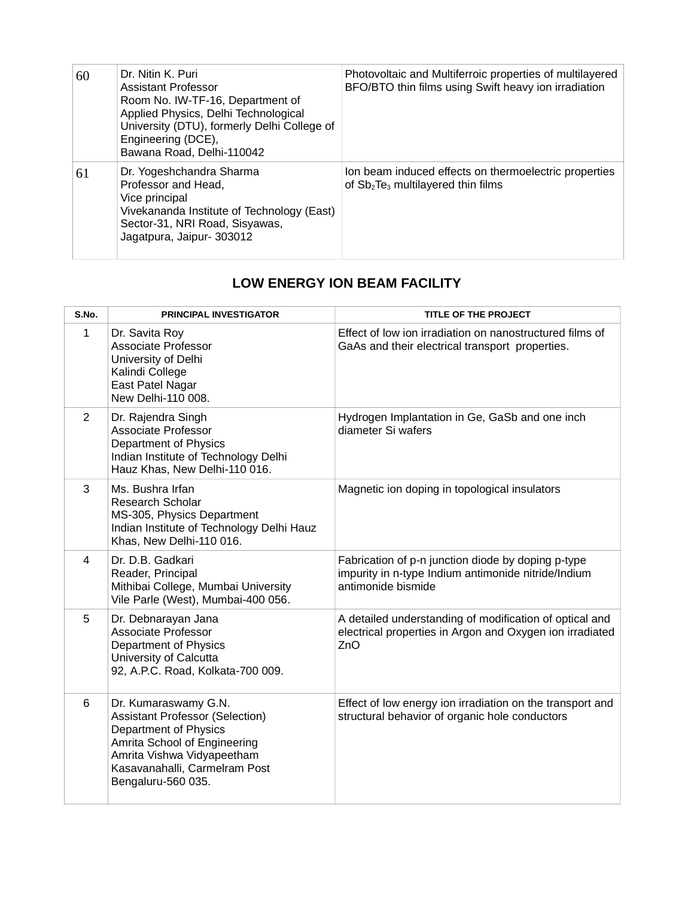| | | |
|---|---|---|
| 60 | Dr. Nitin K. Puri<br>Assistant Professor<br>Room No. IW-TF-16, Department of Applied Physics, Delhi Technological University (DTU), formerly Delhi College of Engineering (DCE),<br>Bawana Road, Delhi-110042 | Photovoltaic and Multiferroic properties of multilayered BFO/BTO thin films using Swift heavy ion irradiation |
| 61 | Dr. Yogeshchandra Sharma<br>Professor and Head,<br>Vice principal<br>Vivekananda Institute of Technology (East)<br>Sector-31, NRI Road, Sisyawas,<br>Jagatpura, Jaipur- 303012 | Ion beam induced effects on thermoelectric properties of $Sb_2Te_3$ multilayered thin films |

## LOW ENERGY ION BEAM FACILITY

| S.No. | PRINCIPAL INVESTIGATOR | TITLE OF THE PROJECT |
|---|---|---|
| 1 | Dr. Savita Roy<br>Associate Professor<br>University of Delhi<br>Kalindi College<br>East Patel Nagar<br>New Delhi-110 008. | Effect of low ion irradiation on nanostructured films of GaAs and their electrical transport properties. |
| 2 | Dr. Rajendra Singh<br>Associate Professor<br>Department of Physics<br>Indian Institute of Technology Delhi<br>Hauz Khas, New Delhi-110 016. | Hydrogen Implantation in Ge, GaSb and one inch diameter Si wafers |
| 3 | Ms. Bushra Irfan<br>Research Scholar<br>MS-305, Physics Department<br>Indian Institute of Technology Delhi Hauz Khas, New Delhi-110 016. | Magnetic ion doping in topological insulators |
| 4 | Dr. D.B. Gadkari<br>Reader, Principal<br>Mithibai College, Mumbai University<br>Vile Parle (West), Mumbai-400 056. | Fabrication of p-n junction diode by doping p-type impurity in n-type Indium antimonide nitride/Indium antimonide bismide |
| 5 | Dr. Debnarayan Jana<br>Associate Professor<br>Department of Physics<br>University of Calcutta<br>92, A.P.C. Road, Kolkata-700 009. | A detailed understanding of modification of optical and electrical properties in Argon and Oxygen ion irradiated ZnO |
| 6 | Dr. Kumaraswamy G.N.<br>Assistant Professor (Selection)<br>Department of Physics<br>Amrita School of Engineering<br>Amrita Vishwa Vidyapeetham<br>Kasavanahalli, Carmelram Post<br>Bengaluru-560 035. | Effect of low energy ion irradiation on the transport and structural behavior of organic hole conductors |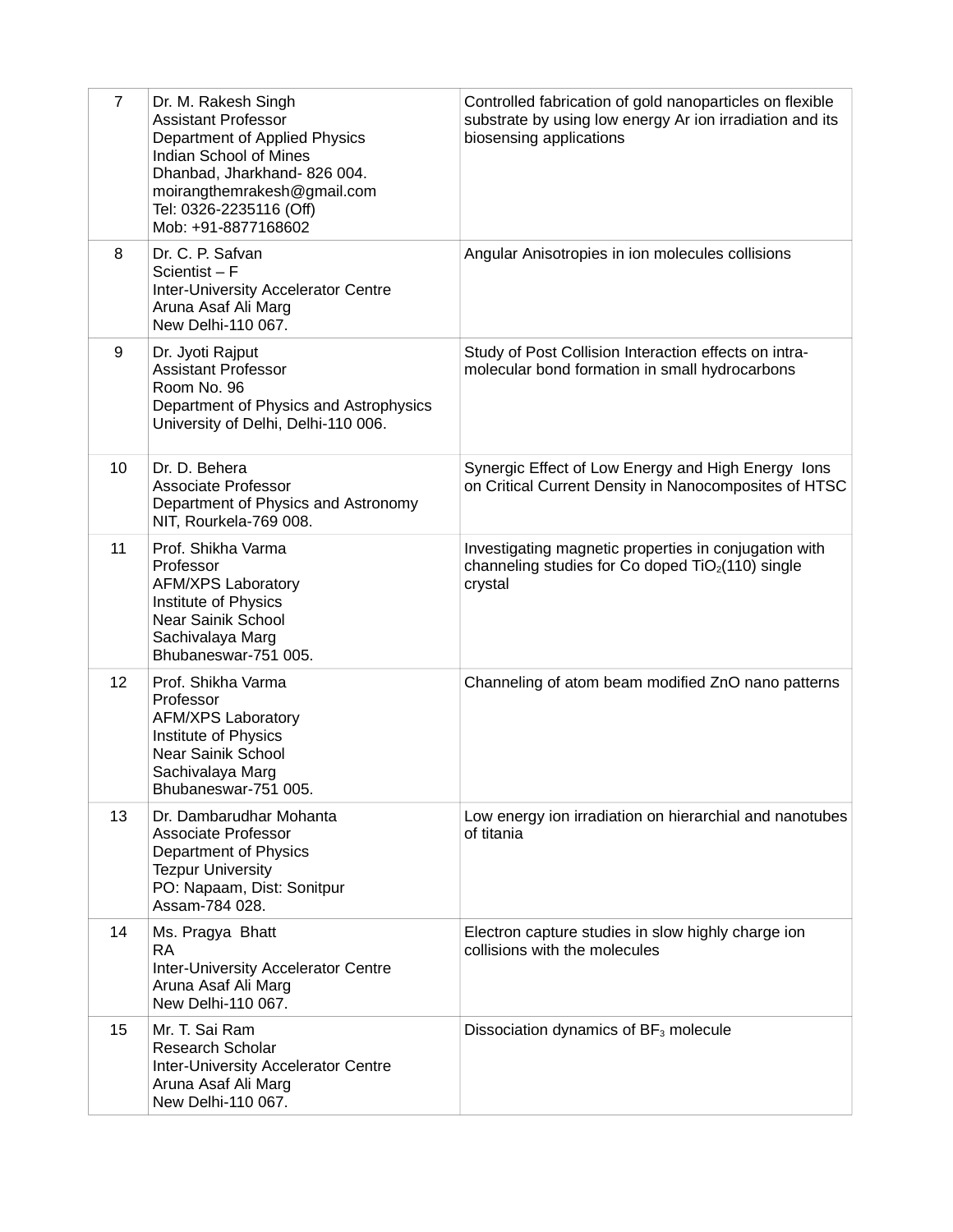| 7 | Dr. M. Rakesh Singh<br>Assistant Professor<br>Department of Applied Physics<br>Indian School of Mines<br>Dhanbad, Jharkhand- 826 004.<br>moirangthemrakesh@gmail.com<br>Tel: 0326-2235116 (Off)<br>Mob: +91-8877168602 | Controlled fabrication of gold nanoparticles on flexible substrate by using low energy Ar ion irradiation and its biosensing applications |
|---|---|---|
| 8 | Dr. C. P. Safvan<br>Scientist – F<br>Inter-University Accelerator Centre<br>Aruna Asaf Ali Marg<br>New Delhi-110 067. | Angular Anisotropies in ion molecules collisions |
| 9 | Dr. Jyoti Rajput<br>Assistant Professor<br>Room No. 96<br>Department of Physics and Astrophysics<br>University of Delhi, Delhi-110 006. | Study of Post Collision Interaction effects on intra-molecular bond formation in small hydrocarbons |
| 10 | Dr. D. Behera<br>Associate Professor<br>Department of Physics and Astronomy<br>NIT, Rourkela-769 008. | Synergic Effect of Low Energy and High Energy Ions on Critical Current Density in Nanocomposites of HTSC |
| 11 | Prof. Shikha Varma<br>Professor<br>AFM/XPS Laboratory<br>Institute of Physics<br>Near Sainik School<br>Sachivalaya Marg<br>Bhubaneswar-751 005. | Investigating magnetic properties in conjugation with channeling studies for Co doped $TiO_2$(110) single crystal |
| 12 | Prof. Shikha Varma<br>Professor<br>AFM/XPS Laboratory<br>Institute of Physics<br>Near Sainik School<br>Sachivalaya Marg<br>Bhubaneswar-751 005. | Channeling of atom beam modified ZnO nano patterns |
| 13 | Dr. Dambarudhar Mohanta<br>Associate Professor<br>Department of Physics<br>Tezpur University<br>PO: Napaam, Dist: Sonitpur<br>Assam-784 028. | Low energy ion irradiation on hierarchial and nanotubes of titania |
| 14 | Ms. Pragya Bhatt<br>RA<br>Inter-University Accelerator Centre<br>Aruna Asaf Ali Marg<br>New Delhi-110 067. | Electron capture studies in slow highly charge ion collisions with the molecules |
| 15 | Mr. T. Sai Ram<br>Research Scholar<br>Inter-University Accelerator Centre<br>Aruna Asaf Ali Marg<br>New Delhi-110 067. | Dissociation dynamics of $BF_3$ molecule |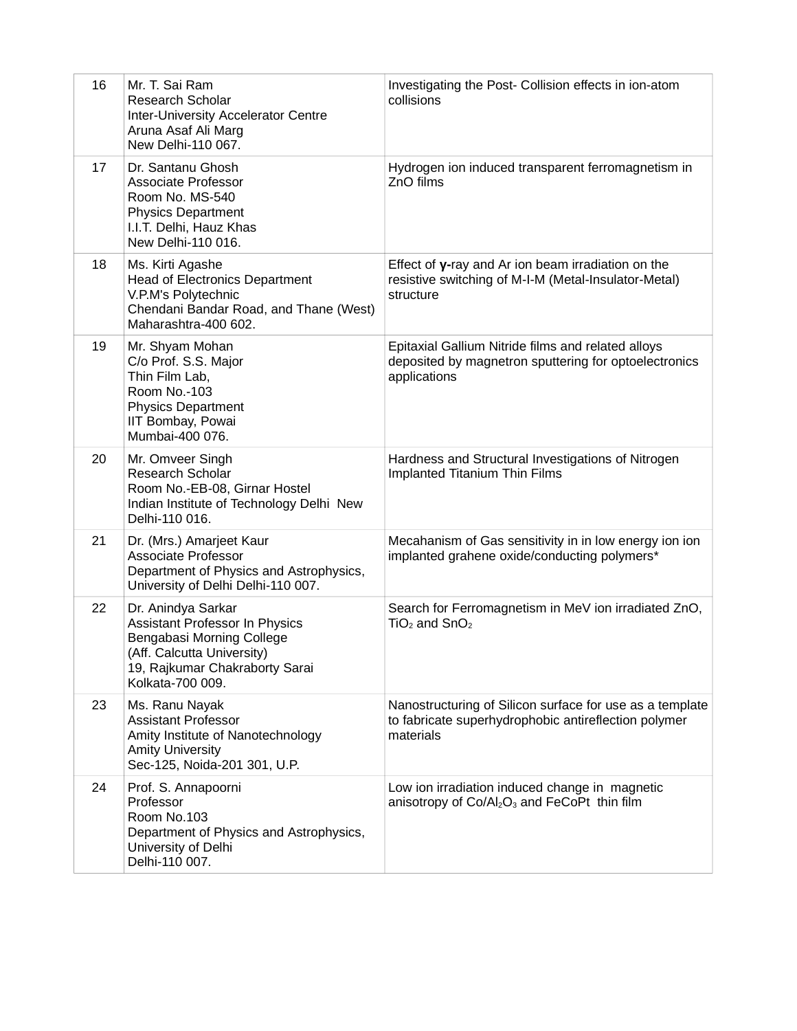| 16 | Mr. T. Sai Ram<br>Research Scholar<br>Inter-University Accelerator Centre<br>Aruna Asaf Ali Marg<br>New Delhi-110 067. | Investigating the Post- Collision effects in ion-atom collisions |
|---|---|---|
| 17 | Dr. Santanu Ghosh<br>Associate Professor<br>Room No. MS-540<br>Physics Department<br>I.I.T. Delhi, Hauz Khas<br>New Delhi-110 016. | Hydrogen ion induced transparent ferromagnetism in ZnO films |
| 18 | Ms. Kirti Agashe<br>Head of Electronics Department<br>V.P.M's Polytechnic<br>Chendani Bandar Road, and Thane (West)<br>Maharashtra-400 602. | Effect of **γ**-ray and Ar ion beam irradiation on the resistive switching of M-I-M (Metal-Insulator-Metal) structure |
| 19 | Mr. Shyam Mohan<br>C/o Prof. S.S. Major<br>Thin Film Lab,<br>Room No.-103<br>Physics Department<br>IIT Bombay, Powai<br>Mumbai-400 076. | Epitaxial Gallium Nitride films and related alloys deposited by magnetron sputtering for optoelectronics applications |
| 20 | Mr. Omveer Singh<br>Research Scholar<br>Room No.-EB-08, Girnar Hostel<br>Indian Institute of Technology Delhi New Delhi-110 016. | Hardness and Structural Investigations of Nitrogen Implanted Titanium Thin Films |
| 21 | Dr. (Mrs.) Amarjeet Kaur<br>Associate Professor<br>Department of Physics and Astrophysics, University of Delhi Delhi-110 007. | Mecahanism of Gas sensitivity in in low energy ion ion implanted grahene oxide/conducting polymers* |
| 22 | Dr. Anindya Sarkar<br>Assistant Professor In Physics<br>Bengabasi Morning College<br>(Aff. Calcutta University)<br>19, Rajkumar Chakraborty Sarai<br>Kolkata-700 009. | Search for Ferromagnetism in MeV ion irradiated ZnO, $TiO_2$ and $SnO_2$ |
| 23 | Ms. Ranu Nayak<br>Assistant Professor<br>Amity Institute of Nanotechnology<br>Amity University<br>Sec-125, Noida-201 301, U.P. | Nanostructuring of Silicon surface for use as a template to fabricate superhydrophobic antireflection polymer materials |
| 24 | Prof. S. Annapoorni<br>Professor<br>Room No.103<br>Department of Physics and Astrophysics, University of Delhi<br>Delhi-110 007. | Low ion irradiation induced change in magnetic anisotropy of $Co/Al_2O_3$ and FeCoPt thin film |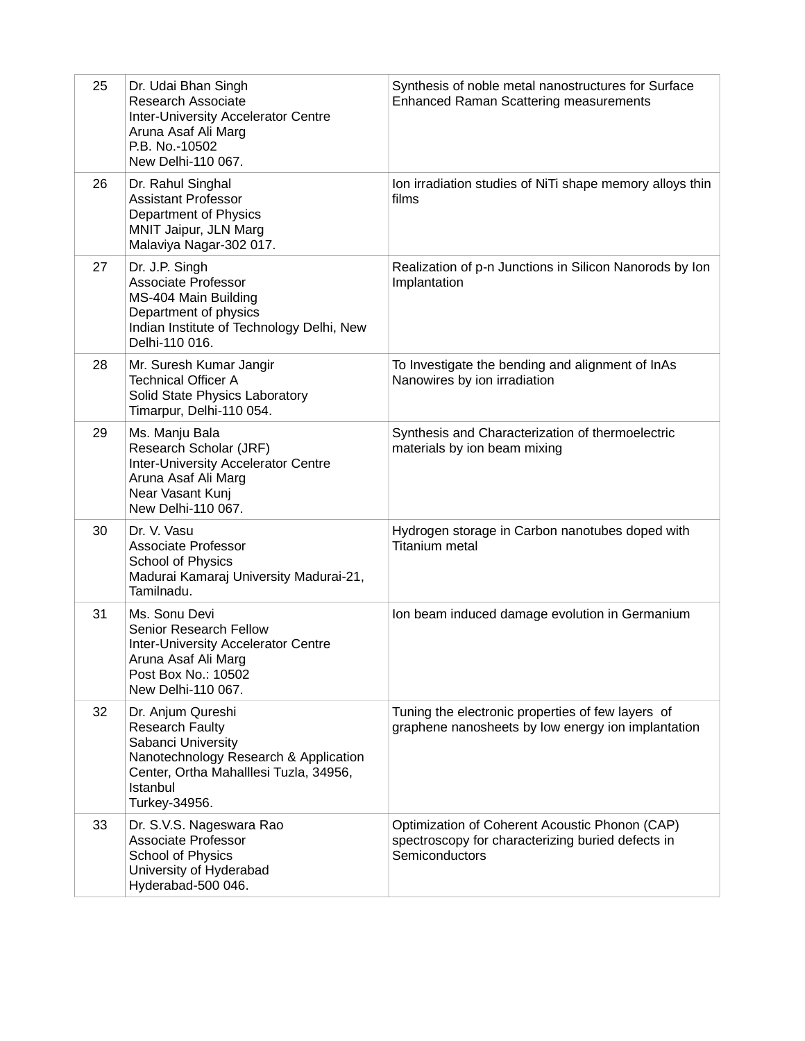| | | |
|---|---|---|
| 25 | Dr. Udai Bhan Singh<br>Research Associate<br>Inter-University Accelerator Centre<br>Aruna Asaf Ali Marg<br>P.B. No.-10502<br>New Delhi-110 067. | Synthesis of noble metal nanostructures for Surface Enhanced Raman Scattering measurements |
| 26 | Dr. Rahul Singhal<br>Assistant Professor<br>Department of Physics<br>MNIT Jaipur, JLN Marg<br>Malaviya Nagar-302 017. | Ion irradiation studies of NiTi shape memory alloys thin films |
| 27 | Dr. J.P. Singh<br>Associate Professor<br>MS-404 Main Building<br>Department of physics<br>Indian Institute of Technology Delhi, New Delhi-110 016. | Realization of p-n Junctions in Silicon Nanorods by Ion Implantation |
| 28 | Mr. Suresh Kumar Jangir<br>Technical Officer A<br>Solid State Physics Laboratory<br>Timarpur, Delhi-110 054. | To Investigate the bending and alignment of InAs Nanowires by ion irradiation |
| 29 | Ms. Manju Bala<br>Research Scholar (JRF)<br>Inter-University Accelerator Centre<br>Aruna Asaf Ali Marg<br>Near Vasant Kunj<br>New Delhi-110 067. | Synthesis and Characterization of thermoelectric materials by ion beam mixing |
| 30 | Dr. V. Vasu<br>Associate Professor<br>School of Physics<br>Madurai Kamaraj University Madurai-21, Tamilnadu. | Hydrogen storage in Carbon nanotubes doped with Titanium metal |
| 31 | Ms. Sonu Devi<br>Senior Research Fellow<br>Inter-University Accelerator Centre<br>Aruna Asaf Ali Marg<br>Post Box No.: 10502<br>New Delhi-110 067. | Ion beam induced damage evolution in Germanium |
| 32 | Dr. Anjum Qureshi<br>Research Faulty<br>Sabanci University<br>Nanotechnology Research & Application Center, Ortha Mahalllesi Tuzla, 34956, Istanbul<br>Turkey-34956. | Tuning the electronic properties of few layers of graphene nanosheets by low energy ion implantation |
| 33 | Dr. S.V.S. Nageswara Rao<br>Associate Professor<br>School of Physics<br>University of Hyderabad<br>Hyderabad-500 046. | Optimization of Coherent Acoustic Phonon (CAP) spectroscopy for characterizing buried defects in Semiconductors |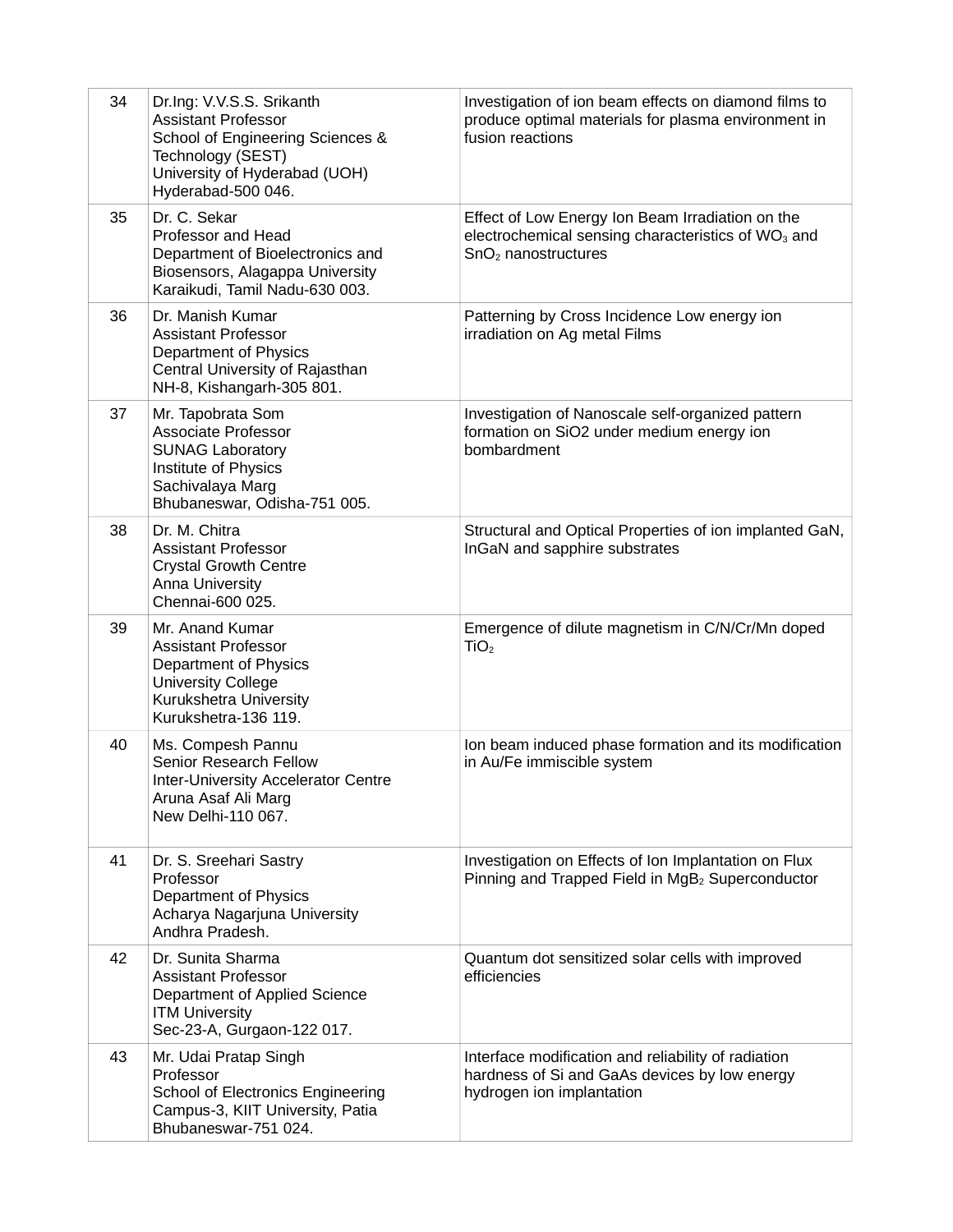| | | |
|---|---|---|
| 34 | Dr.Ing: V.V.S.S. Srikanth<br>Assistant Professor<br>School of Engineering Sciences & Technology (SEST)<br>University of Hyderabad (UOH)<br>Hyderabad-500 046. | Investigation of ion beam effects on diamond films to produce optimal materials for plasma environment in fusion reactions |
| 35 | Dr. C. Sekar<br>Professor and Head<br>Department of Bioelectronics and Biosensors, Alagappa University<br>Karaikudi, Tamil Nadu-630 003. | Effect of Low Energy Ion Beam Irradiation on the electrochemical sensing characteristics of $WO_3$ and $SnO_2$ nanostructures |
| 36 | Dr. Manish Kumar<br>Assistant Professor<br>Department of Physics<br>Central University of Rajasthan<br>NH-8, Kishangarh-305 801. | Patterning by Cross Incidence Low energy ion irradiation on Ag metal Films |
| 37 | Mr. Tapobrata Som<br>Associate Professor<br>SUNAG Laboratory<br>Institute of Physics<br>Sachivalaya Marg<br>Bhubaneswar, Odisha-751 005. | Investigation of Nanoscale self-organized pattern formation on SiO2 under medium energy ion bombardment |
| 38 | Dr. M. Chitra<br>Assistant Professor<br>Crystal Growth Centre<br>Anna University<br>Chennai-600 025. | Structural and Optical Properties of ion implanted GaN, InGaN and sapphire substrates |
| 39 | Mr. Anand Kumar<br>Assistant Professor<br>Department of Physics<br>University College<br>Kurukshetra University<br>Kurukshetra-136 119. | Emergence of dilute magnetism in C/N/Cr/Mn doped $TiO_2$ |
| 40 | Ms. Compesh Pannu<br>Senior Research Fellow<br>Inter-University Accelerator Centre<br>Aruna Asaf Ali Marg<br>New Delhi-110 067. | Ion beam induced phase formation and its modification in Au/Fe immiscible system |
| 41 | Dr. S. Sreehari Sastry<br>Professor<br>Department of Physics<br>Acharya Nagarjuna University<br>Andhra Pradesh. | Investigation on Effects of Ion Implantation on Flux Pinning and Trapped Field in $MgB_2$ Superconductor |
| 42 | Dr. Sunita Sharma<br>Assistant Professor<br>Department of Applied Science<br>ITM University<br>Sec-23-A, Gurgaon-122 017. | Quantum dot sensitized solar cells with improved efficiencies |
| 43 | Mr. Udai Pratap Singh<br>Professor<br>School of Electronics Engineering<br>Campus-3, KIIT University, Patia<br>Bhubaneswar-751 024. | Interface modification and reliability of radiation hardness of Si and GaAs devices by low energy hydrogen ion implantation |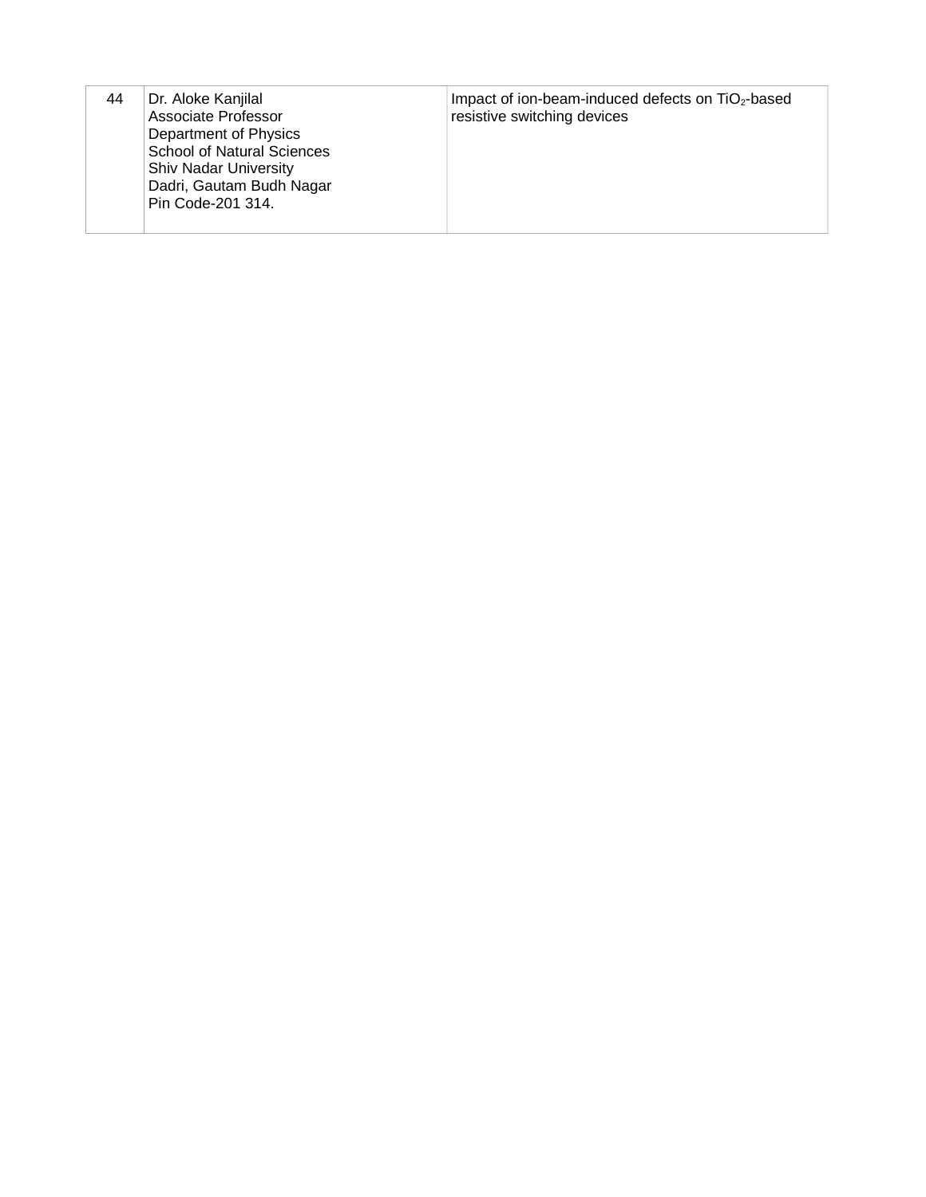| | | |
|---|---|---|
| 44 | Dr. Aloke Kanjilal<br>Associate Professor<br>Department of Physics<br>School of Natural Sciences<br>Shiv Nadar University<br>Dadri, Gautam Budh Nagar<br>Pin Code-201 314. | Impact of ion-beam-induced defects on $TiO_2$-based resistive switching devices |